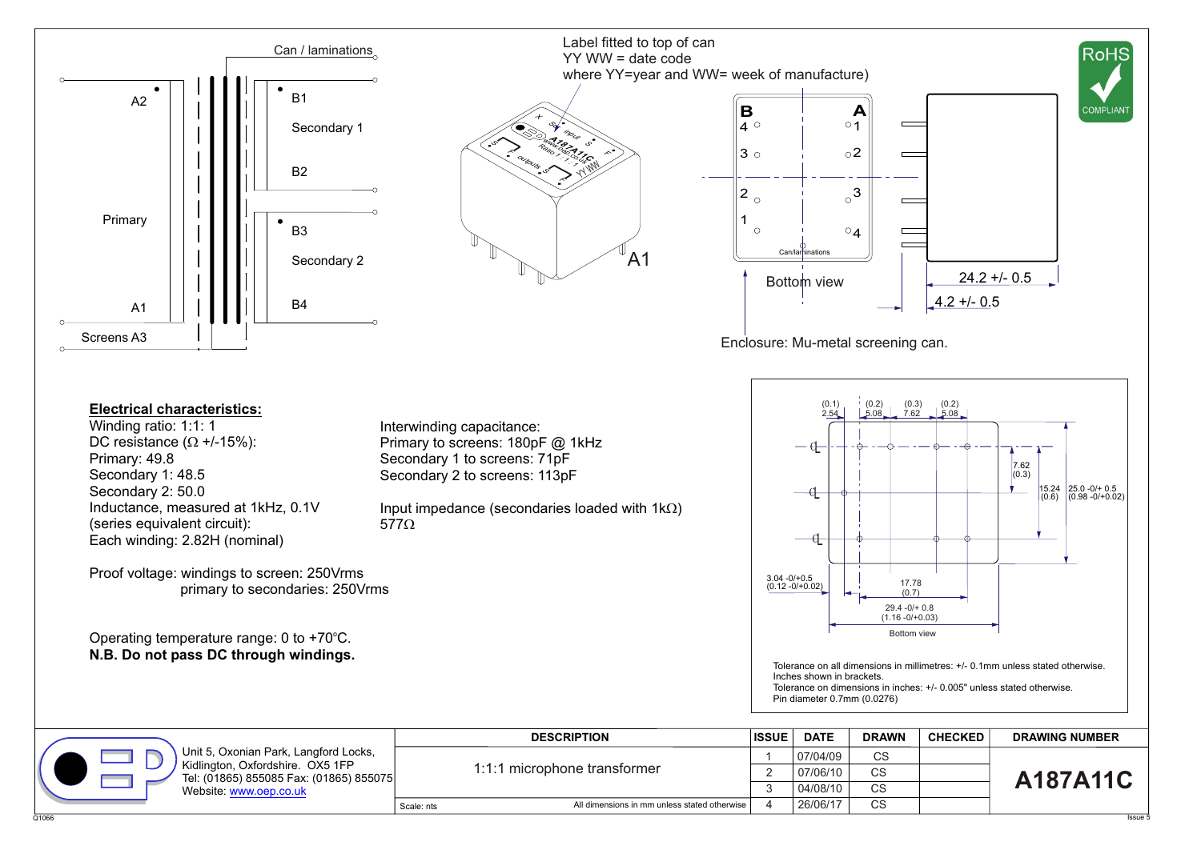Can / laminations

A2 · B1

Secondary 1

B2

Primary

B3

Secondary 2

A1 · B4

Screens A3

Label fitted to top of can
YY WW = date code
where YY=year and WW= week of manufacture)

A1

B 4 3 2 1 · A 1 2 3 4

Can/laminations

Bottom view

24.2 +/- 0.5

4.2 +/- 0.5

Enclosure: Mu-metal screening can.

**Electrical characteristics:**
Winding ratio: 1:1: 1
DC resistance (Ω +/-15%):
Primary: 49.8
Secondary 1: 48.5
Secondary 2: 50.0
Inductance, measured at 1kHz, 0.1V
(series equivalent circuit):
Each winding: 2.82H (nominal)

Interwinding capacitance:
Primary to screens: 180pF @ 1kHz
Secondary 1 to screens: 71pF
Secondary 2 to screens: 113pF

Input impedance (secondaries loaded with 1kΩ)
577Ω

Proof voltage: windings to screen: 250Vrms
primary to secondaries: 250Vrms

Operating temperature range: 0 to +70°C.
**N.B. Do not pass DC through windings.**

(0.1) 2.54 · (0.2) 5.08 · (0.3) 7.62 · (0.2) 5.08

7.62 (0.3) · 15.24 (0.6) · 25.0 -0/+ 0.5 (0.98 -0/+0.02)

3.04 -0/+0.5 (0.12 -0/+0.02) · 17.78 (0.7) · 29.4 -0/+ 0.8 (1.16 -0/+0.03)

Bottom view

Tolerance on all dimensions in millimetres: +/- 0.1mm unless stated otherwise.
Inches shown in brackets.
Tolerance on dimensions in inches: +/- 0.005" unless stated otherwise.
Pin diameter 0.7mm (0.0276)

Unit 5, Oxonian Park, Langford Locks, Kidlington, Oxfordshire. OX5 1FP
Tel: (01865) 855085 Fax: (01865) 855075
Website: www.oep.co.uk

| DESCRIPTION | ISSUE | DATE | DRAWN | CHECKED | DRAWING NUMBER |
|---|---|---|---|---|---|
| 1:1:1 microphone transformer | 1 | 07/04/09 | CS | | A187A11C |
| | 2 | 07/06/10 | CS | | |
| | 3 | 04/08/10 | CS | | |
| Scale: nts — All dimensions in mm unless stated otherwise | 4 | 26/06/17 | CS | | |

Q1066 · Issue 5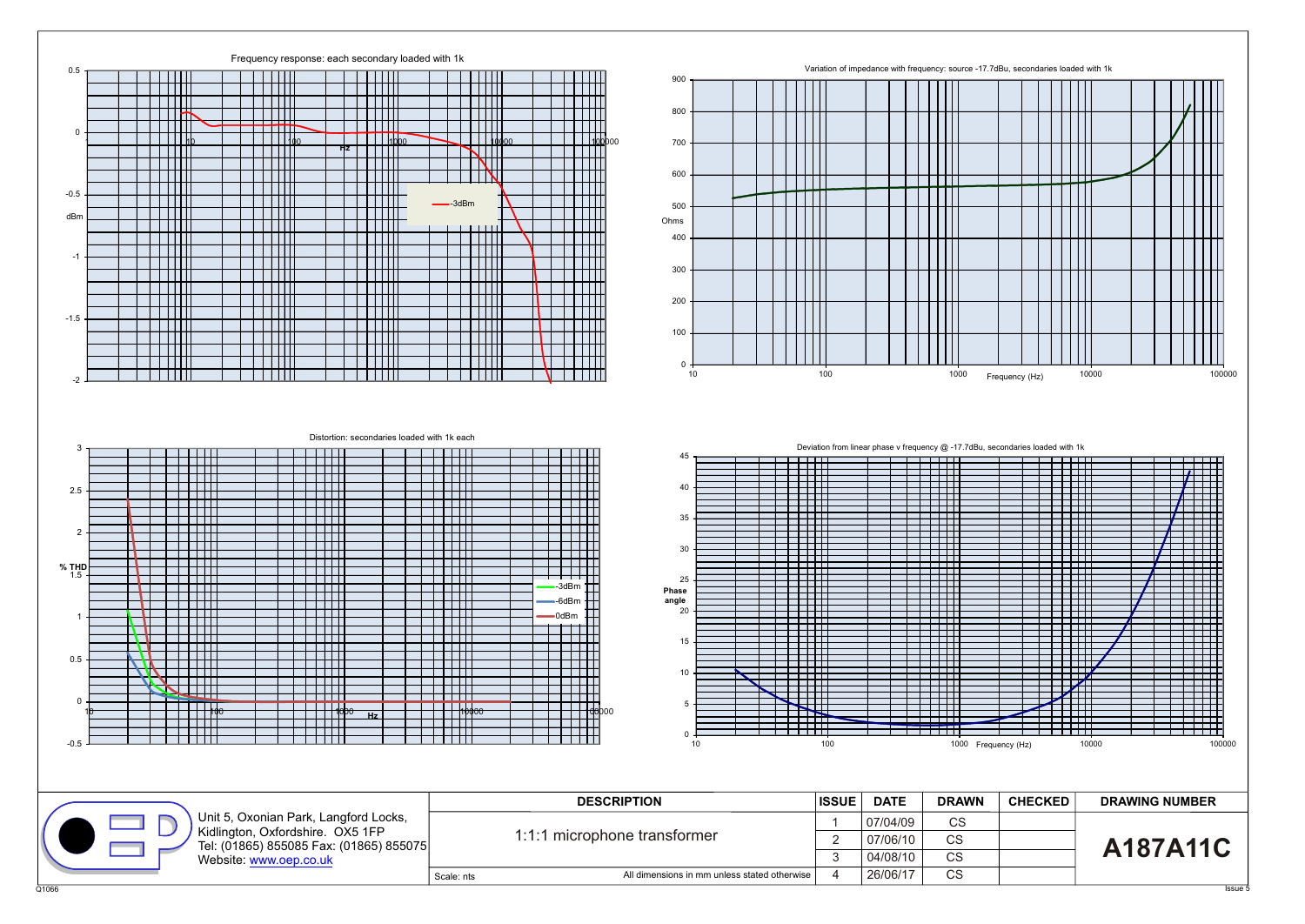Frequency response: each secondary loaded with 1k

Variation of impedance with frequency: source -17.7dBu, secondaries loaded with 1k

Distortion: secondaries loaded with 1k each

Deviation from linear phase v frequency @ -17.7dBu, secondaries loaded with 1k

Unit 5, Oxonian Park, Langford Locks,
Kidlington, Oxfordshire. OX5 1FP
Tel: (01865) 855085 Fax: (01865) 855075
Website: [www.oep.co.uk](http://www.oep.co.uk)

| DESCRIPTION | ISSUE | DATE | DRAWN | CHECKED | DRAWING NUMBER |
|---|---|---|---|---|---|
| 1:1:1 microphone transformer | 1 | 07/04/09 | CS | | A187A11C |
| | 2 | 07/06/10 | CS | | |
| | 3 | 04/08/10 | CS | | |
| Scale: nts — All dimensions in mm unless stated otherwise | 4 | 26/06/17 | CS | | |

Q1066

Issue 5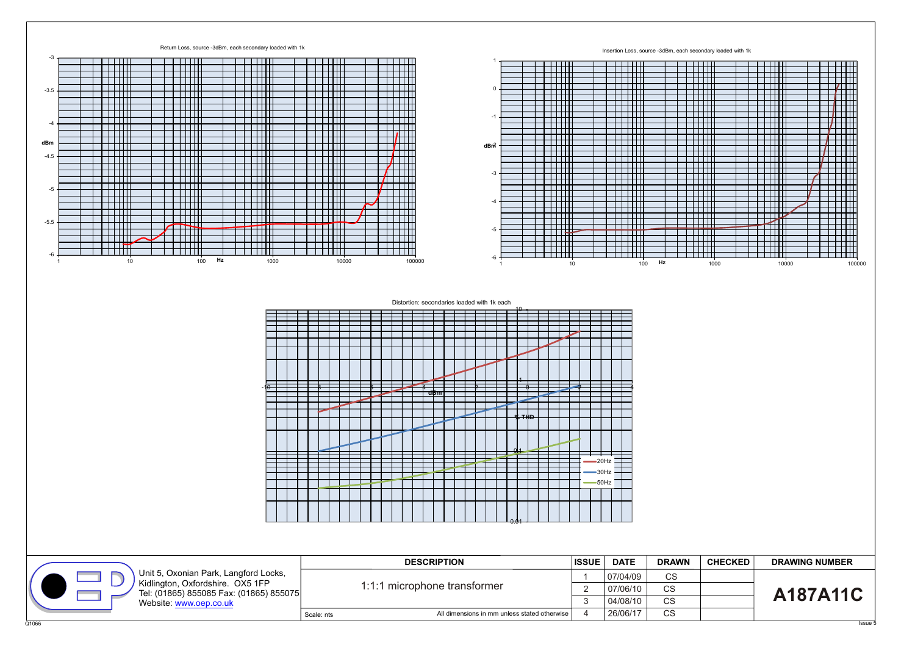Return Loss, source -3dBm, each secondary loaded with 1k

-3
-3.5
-4
dBm
-4.5
-5
-5.5
-6

1 10 100 Hz 1000 10000 100000

Insertion Loss, source -3dBm, each secondary loaded with 1k

1
0
-1
dBm -2
-3
-4
-5
-6

1 10 100 Hz 1000 10000 100000

Distortion: secondaries loaded with 1k each

10
1
0.1
0.01
% THD

-10 -8 -6 -4 dBm -2 0 2 4

20Hz
30Hz
50Hz

Unit 5, Oxonian Park, Langford Locks,
Kidlington, Oxfordshire. OX5 1FP
Tel: (01865) 855085 Fax: (01865) 855075
Website: www.oep.co.uk

| DESCRIPTION | ISSUE | DATE | DRAWN | CHECKED | DRAWING NUMBER |
|---|---|---|---|---|---|
| 1:1:1 microphone transformer | 1 | 07/04/09 | CS | | A187A11C |
| | 2 | 07/06/10 | CS | | |
| | 3 | 04/08/10 | CS | | |
| Scale: nts — All dimensions in mm unless stated otherwise | 4 | 26/06/17 | CS | | |

Q1066

Issue 5